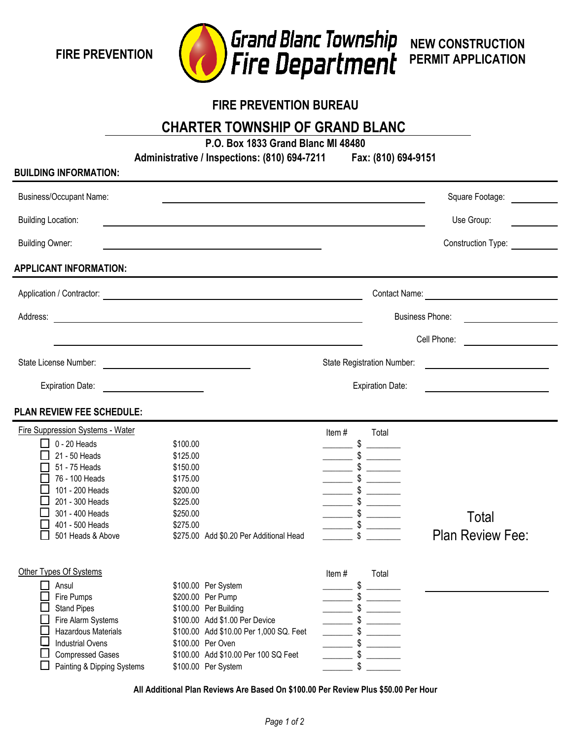**FIRE PREVENTION**

# Grand Blanc Township Fire Department

**NEW CONSTRUCTION PERMIT APPLICATION**

## FIRE PREVENTION BUREAU

## CHARTER TOWNSHIP OF GRAND BLANC

**P.O. Box 1833 Grand Blanc MI 48480**

**Administrative / Inspections: (810) 694-7211 Fax: (810) 694-9151**

### BUILDING INFORMATION:

Business/Occupant Name: ______________________ Square Footage: __________

Building Location: ______________________ Use Group: __________

Building Owner: ______________________ Construction Type: __________

### APPLICANT INFORMATION:

Application / Contractor: ______________________ Contact Name: __________

Address: ______________________ Business Phone: __________

______________________ Cell Phone: __________

State License Number: ______________________ State Registration Number: __________

Expiration Date: ______________________ Expiration Date: __________

### PLAN REVIEW FEE SCHEDULE:

**Fire Suppression Systems - Water**

| | Fee | Item # | Total |
|---|---|---|---|
| ☐ 0 - 20 Heads | $100.00 | ______ | $ ______ |
| ☐ 21 - 50 Heads | $125.00 | ______ | $ ______ |
| ☐ 51 - 75 Heads | $150.00 | ______ | $ ______ |
| ☐ 76 - 100 Heads | $175.00 | ______ | $ ______ |
| ☐ 101 - 200 Heads | $200.00 | ______ | $ ______ |
| ☐ 201 - 300 Heads | $225.00 | ______ | $ ______ |
| ☐ 301 - 400 Heads | $250.00 | ______ | $ ______ |
| ☐ 401 - 500 Heads | $275.00 | ______ | $ ______ |
| ☐ 501 Heads & Above | $275.00 Add $0.20 Per Additional Head | ______ | $ ______ |

**Other Types Of Systems**

| | Fee | Item # | Total |
|---|---|---|---|
| ☐ Ansul | $100.00 Per System | ______ | $ ______ |
| ☐ Fire Pumps | $200.00 Per Pump | ______ | $ ______ |
| ☐ Stand Pipes | $100.00 Per Building | ______ | $ ______ |
| ☐ Fire Alarm Systems | $100.00 Add $1.00 Per Device | ______ | $ ______ |
| ☐ Hazardous Materials | $100.00 Add $10.00 Per 1,000 SQ. Feet | ______ | $ ______ |
| ☐ Industrial Ovens | $100.00 Per Oven | ______ | $ ______ |
| ☐ Compressed Gases | $100.00 Add $10.00 Per 100 SQ Feet | ______ | $ ______ |
| ☐ Painting & Dipping Systems | $100.00 Per System | ______ | $ ______ |

Total Plan Review Fee: ______________________

**All Additional Plan Reviews Are Based On $100.00 Per Review Plus $50.00 Per Hour**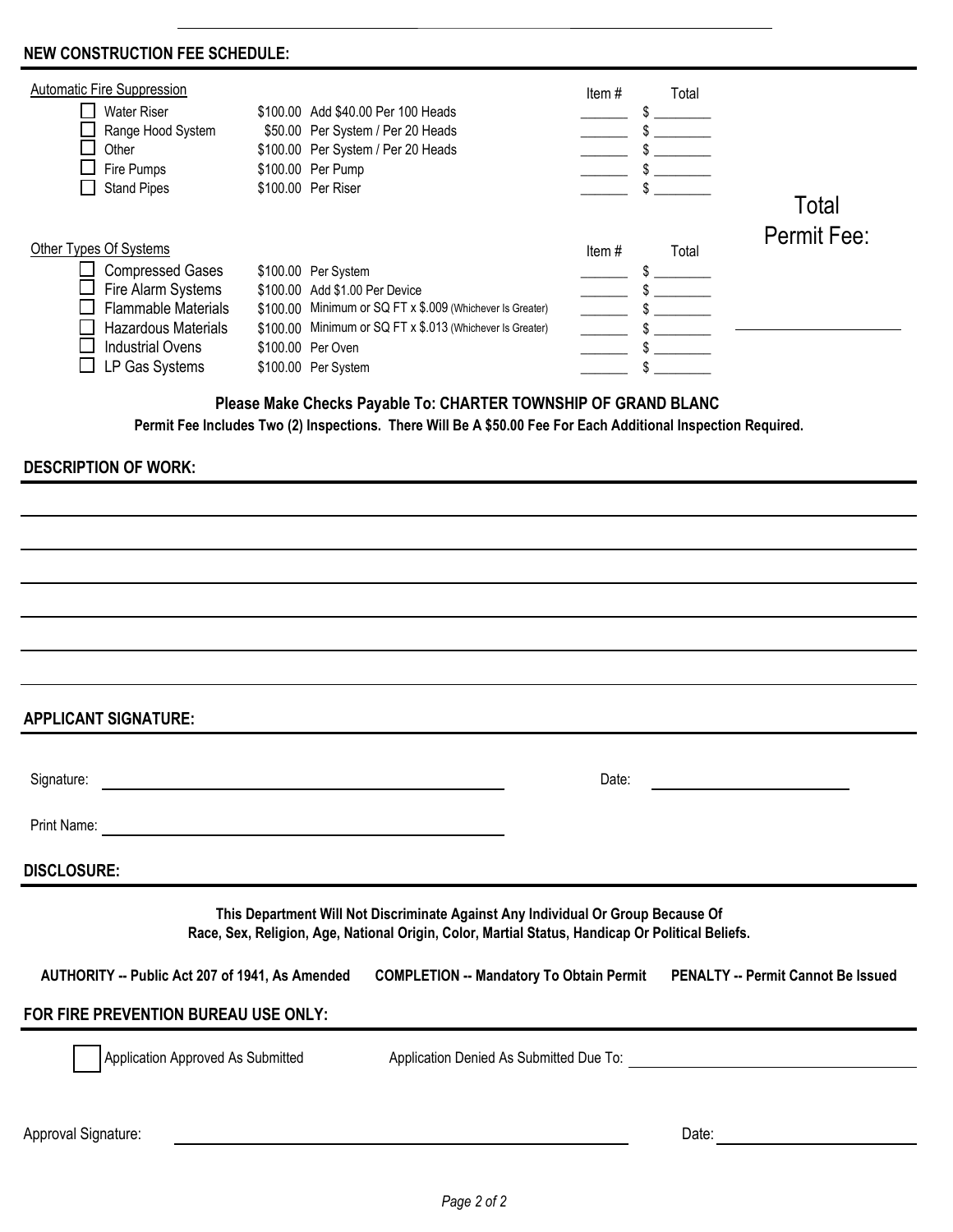## NEW CONSTRUCTION FEE SCHEDULE:

**Automatic Fire Suppression**

| | | Item # | Total |
|---|---|---|---|
| ☐ Water Riser | $100.00 Add $40.00 Per 100 Heads | ______ | $ ________ |
| ☐ Range Hood System | $50.00 Per System / Per 20 Heads | ______ | $ ________ |
| ☐ Other | $100.00 Per System / Per 20 Heads | ______ | $ ________ |
| ☐ Fire Pumps | $100.00 Per Pump | ______ | $ ________ |
| ☐ Stand Pipes | $100.00 Per Riser | ______ | $ ________ |

**Other Types Of Systems**

| | | Item # | Total |
|---|---|---|---|
| ☐ Compressed Gases | $100.00 Per System | ______ | $ ________ |
| ☐ Fire Alarm Systems | $100.00 Add $1.00 Per Device | ______ | $ ________ |
| ☐ Flammable Materials | $100.00 Minimum or SQ FT x $.009 (Whichever Is Greater) | ______ | $ ________ |
| ☐ Hazardous Materials | $100.00 Minimum or SQ FT x $.013 (Whichever Is Greater) | ______ | $ ________ |
| ☐ Industrial Ovens | $100.00 Per Oven | ______ | $ ________ |
| ☐ LP Gas Systems | $100.00 Per System | ______ | $ ________ |

Total Permit Fee: ____________________

**Please Make Checks Payable To: CHARTER TOWNSHIP OF GRAND BLANC**

**Permit Fee Includes Two (2) Inspections. There Will Be A $50.00 Fee For Each Additional Inspection Required.**

## DESCRIPTION OF WORK:

______________________________________________________________________

______________________________________________________________________

______________________________________________________________________

______________________________________________________________________

______________________________________________________________________

______________________________________________________________________

## APPLICANT SIGNATURE:

Signature: ________________________________ Date: ____________________

Print Name: ________________________________

## DISCLOSURE:

**This Department Will Not Discriminate Against Any Individual Or Group Because Of Race, Sex, Religion, Age, National Origin, Color, Martial Status, Handicap Or Political Beliefs.**

**AUTHORITY -- Public Act 207 of 1941, As Amended** **COMPLETION -- Mandatory To Obtain Permit** **PENALTY -- Permit Cannot Be Issued**

## FOR FIRE PREVENTION BUREAU USE ONLY:

☐ Application Approved As Submitted

Application Denied As Submitted Due To: ________________________________

Approval Signature: ________________________________ Date: ____________________